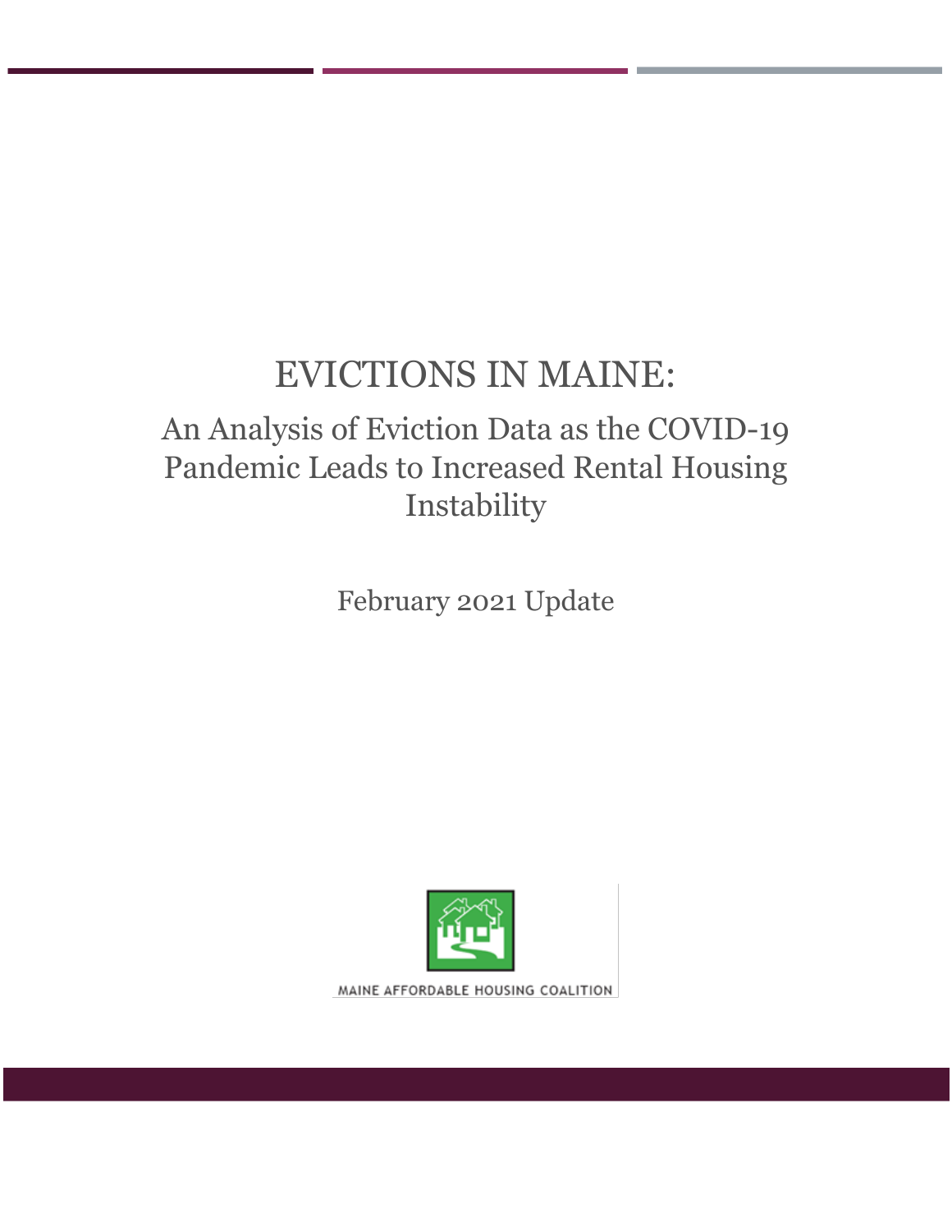# EVICTIONS IN MAINE:

## An Analysis of Eviction Data as the COVID-19 Pandemic Leads to Increased Rental Housing Instability

February 2021 Update

MAINE AFFORDABLE HOUSING COALITION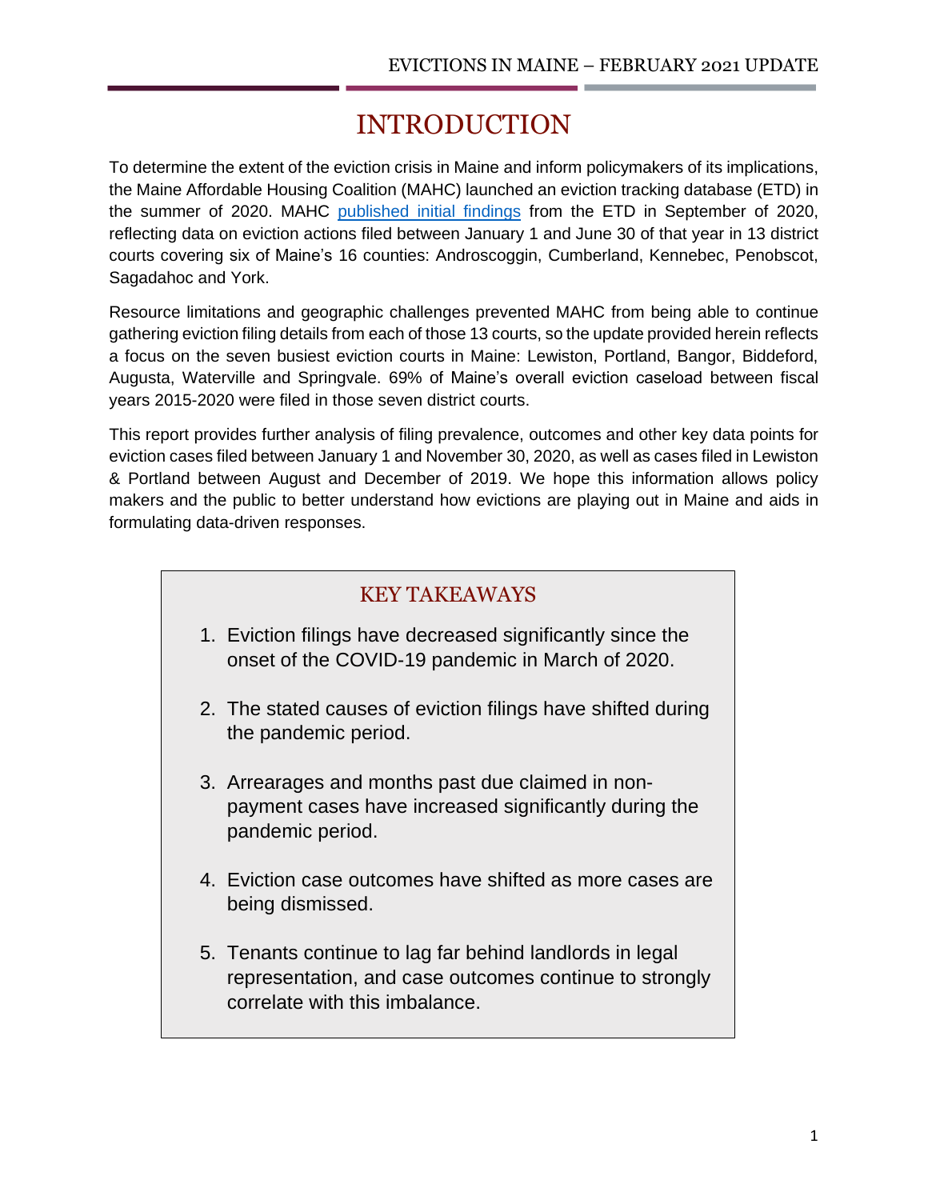# INTRODUCTION

To determine the extent of the eviction crisis in Maine and inform policymakers of its implications, the Maine Affordable Housing Coalition (MAHC) launched an eviction tracking database (ETD) in the summer of 2020. MAHC published initial findings from the ETD in September of 2020, reflecting data on eviction actions filed between January 1 and June 30 of that year in 13 district courts covering six of Maine's 16 counties: Androscoggin, Cumberland, Kennebec, Penobscot, Sagadahoc and York.

Resource limitations and geographic challenges prevented MAHC from being able to continue gathering eviction filing details from each of those 13 courts, so the update provided herein reflects a focus on the seven busiest eviction courts in Maine: Lewiston, Portland, Bangor, Biddeford, Augusta, Waterville and Springvale. 69% of Maine's overall eviction caseload between fiscal years 2015-2020 were filed in those seven district courts.

This report provides further analysis of filing prevalence, outcomes and other key data points for eviction cases filed between January 1 and November 30, 2020, as well as cases filed in Lewiston & Portland between August and December of 2019. We hope this information allows policy makers and the public to better understand how evictions are playing out in Maine and aids in formulating data-driven responses.

## KEY TAKEAWAYS

1. Eviction filings have decreased significantly since the onset of the COVID-19 pandemic in March of 2020.
2. The stated causes of eviction filings have shifted during the pandemic period.
3. Arrearages and months past due claimed in non-payment cases have increased significantly during the pandemic period.
4. Eviction case outcomes have shifted as more cases are being dismissed.
5. Tenants continue to lag far behind landlords in legal representation, and case outcomes continue to strongly correlate with this imbalance.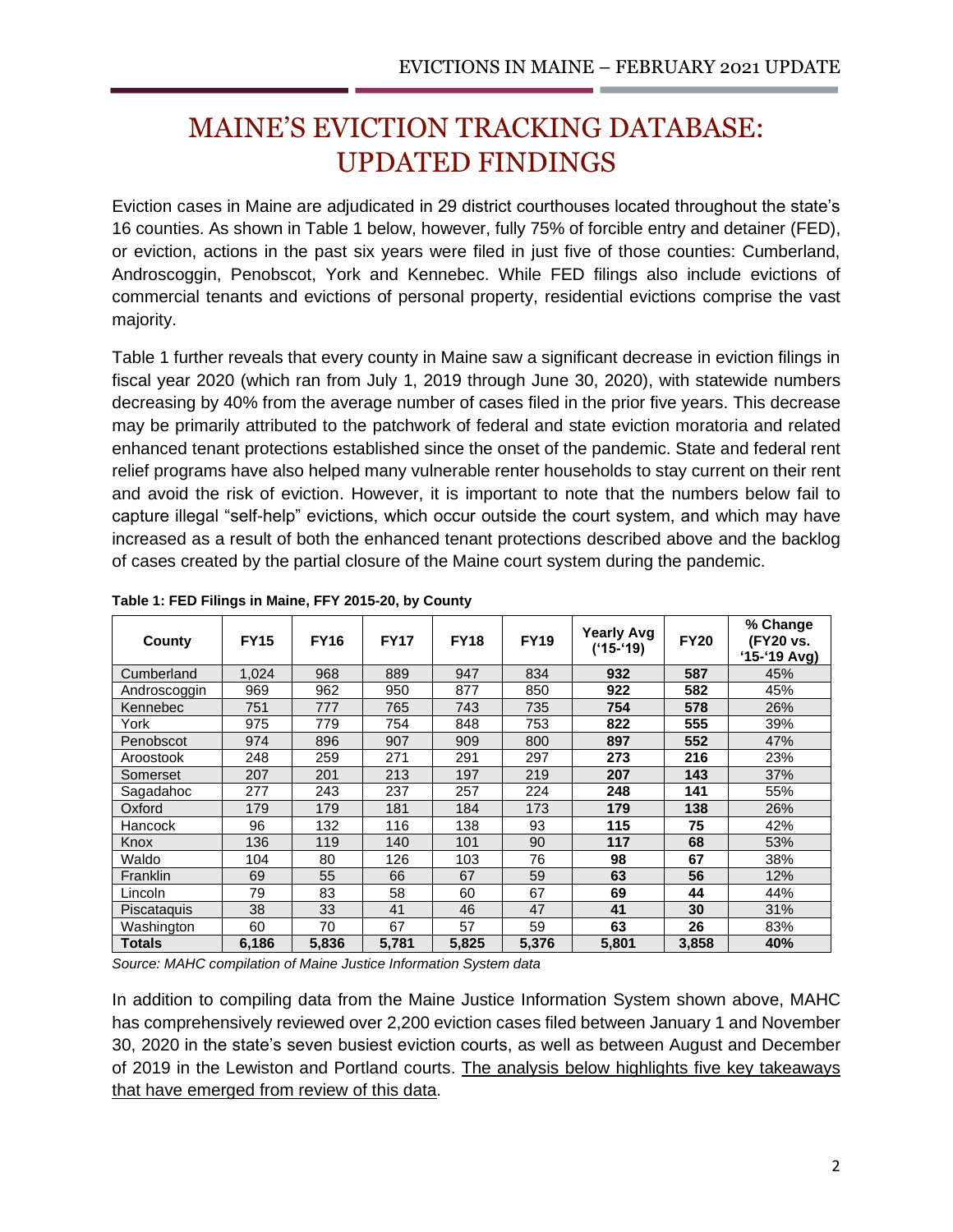# MAINE'S EVICTION TRACKING DATABASE: UPDATED FINDINGS

Eviction cases in Maine are adjudicated in 29 district courthouses located throughout the state's 16 counties. As shown in Table 1 below, however, fully 75% of forcible entry and detainer (FED), or eviction, actions in the past six years were filed in just five of those counties: Cumberland, Androscoggin, Penobscot, York and Kennebec. While FED filings also include evictions of commercial tenants and evictions of personal property, residential evictions comprise the vast majority.

Table 1 further reveals that every county in Maine saw a significant decrease in eviction filings in fiscal year 2020 (which ran from July 1, 2019 through June 30, 2020), with statewide numbers decreasing by 40% from the average number of cases filed in the prior five years. This decrease may be primarily attributed to the patchwork of federal and state eviction moratoria and related enhanced tenant protections established since the onset of the pandemic. State and federal rent relief programs have also helped many vulnerable renter households to stay current on their rent and avoid the risk of eviction. However, it is important to note that the numbers below fail to capture illegal "self-help" evictions, which occur outside the court system, and which may have increased as a result of both the enhanced tenant protections described above and the backlog of cases created by the partial closure of the Maine court system during the pandemic.

**Table 1: FED Filings in Maine, FFY 2015-20, by County**

| County | FY15 | FY16 | FY17 | FY18 | FY19 | Yearly Avg ('15-'19) | FY20 | % Change (FY20 vs. '15-'19 Avg) |
|---|---|---|---|---|---|---|---|---|
| Cumberland | 1,024 | 968 | 889 | 947 | 834 | **932** | **587** | 45% |
| Androscoggin | 969 | 962 | 950 | 877 | 850 | **922** | **582** | 45% |
| Kennebec | 751 | 777 | 765 | 743 | 735 | **754** | **578** | 26% |
| York | 975 | 779 | 754 | 848 | 753 | **822** | **555** | 39% |
| Penobscot | 974 | 896 | 907 | 909 | 800 | **897** | **552** | 47% |
| Aroostook | 248 | 259 | 271 | 291 | 297 | **273** | **216** | 23% |
| Somerset | 207 | 201 | 213 | 197 | 219 | **207** | **143** | 37% |
| Sagadahoc | 277 | 243 | 237 | 257 | 224 | **248** | **141** | 55% |
| Oxford | 179 | 179 | 181 | 184 | 173 | **179** | **138** | 26% |
| Hancock | 96 | 132 | 116 | 138 | 93 | **115** | **75** | 42% |
| Knox | 136 | 119 | 140 | 101 | 90 | **117** | **68** | 53% |
| Waldo | 104 | 80 | 126 | 103 | 76 | **98** | **67** | 38% |
| Franklin | 69 | 55 | 66 | 67 | 59 | **63** | **56** | 12% |
| Lincoln | 79 | 83 | 58 | 60 | 67 | **69** | **44** | 44% |
| Piscataquis | 38 | 33 | 41 | 46 | 47 | **41** | **30** | 31% |
| Washington | 60 | 70 | 67 | 57 | 59 | **63** | **26** | 83% |
| **Totals** | **6,186** | **5,836** | **5,781** | **5,825** | **5,376** | **5,801** | **3,858** | **40%** |

*Source: MAHC compilation of Maine Justice Information System data*

In addition to compiling data from the Maine Justice Information System shown above, MAHC has comprehensively reviewed over 2,200 eviction cases filed between January 1 and November 30, 2020 in the state's seven busiest eviction courts, as well as between August and December of 2019 in the Lewiston and Portland courts. The analysis below highlights five key takeaways that have emerged from review of this data.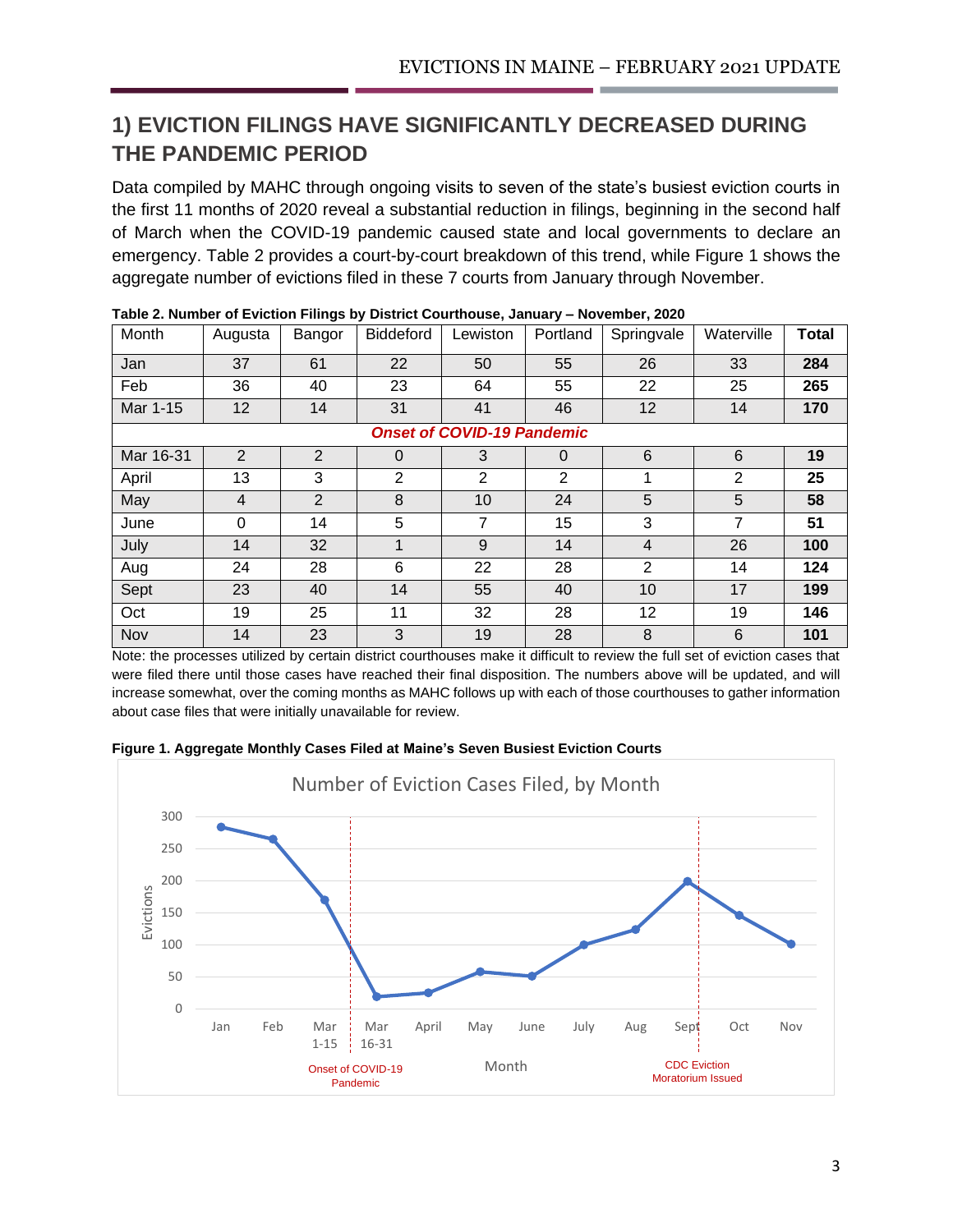## 1) EVICTION FILINGS HAVE SIGNIFICANTLY DECREASED DURING THE PANDEMIC PERIOD

Data compiled by MAHC through ongoing visits to seven of the state's busiest eviction courts in the first 11 months of 2020 reveal a substantial reduction in filings, beginning in the second half of March when the COVID-19 pandemic caused state and local governments to declare an emergency. Table 2 provides a court-by-court breakdown of this trend, while Figure 1 shows the aggregate number of evictions filed in these 7 courts from January through November.

**Table 2. Number of Eviction Filings by District Courthouse, January – November, 2020**

| Month | Augusta | Bangor | Biddeford | Lewiston | Portland | Springvale | Waterville | **Total** |
|---|---|---|---|---|---|---|---|---|
| Jan | 37 | 61 | 22 | 50 | 55 | 26 | 33 | **284** |
| Feb | 36 | 40 | 23 | 64 | 55 | 22 | 25 | **265** |
| Mar 1-15 | 12 | 14 | 31 | 41 | 46 | 12 | 14 | **170** |
| ***Onset of COVID-19 Pandemic*** | | | | | | | | |
| Mar 16-31 | 2 | 2 | 0 | 3 | 0 | 6 | 6 | **19** |
| April | 13 | 3 | 2 | 2 | 2 | 1 | 2 | **25** |
| May | 4 | 2 | 8 | 10 | 24 | 5 | 5 | **58** |
| June | 0 | 14 | 5 | 7 | 15 | 3 | 7 | **51** |
| July | 14 | 32 | 1 | 9 | 14 | 4 | 26 | **100** |
| Aug | 24 | 28 | 6 | 22 | 28 | 2 | 14 | **124** |
| Sept | 23 | 40 | 14 | 55 | 40 | 10 | 17 | **199** |
| Oct | 19 | 25 | 11 | 32 | 28 | 12 | 19 | **146** |
| Nov | 14 | 23 | 3 | 19 | 28 | 8 | 6 | **101** |

Note: the processes utilized by certain district courthouses make it difficult to review the full set of eviction cases that were filed there until those cases have reached their final disposition. The numbers above will be updated, and will increase somewhat, over the coming months as MAHC follows up with each of those courthouses to gather information about case files that were initially unavailable for review.

**Figure 1. Aggregate Monthly Cases Filed at Maine's Seven Busiest Eviction Courts**

Number of Eviction Cases Filed, by Month

| Month | Evictions |
|---|---|
| Jan | 284 |
| Feb | 265 |
| Mar 1-15 | 170 |
| Mar 16-31 | 19 |
| April | 25 |
| May | 58 |
| June | 51 |
| July | 100 |
| Aug | 124 |
| Sept | 199 |
| Oct | 146 |
| Nov | 101 |

Onset of COVID-19 Pandemic (between Mar 1-15 and Mar 16-31); CDC Eviction Moratorium Issued (at Sept)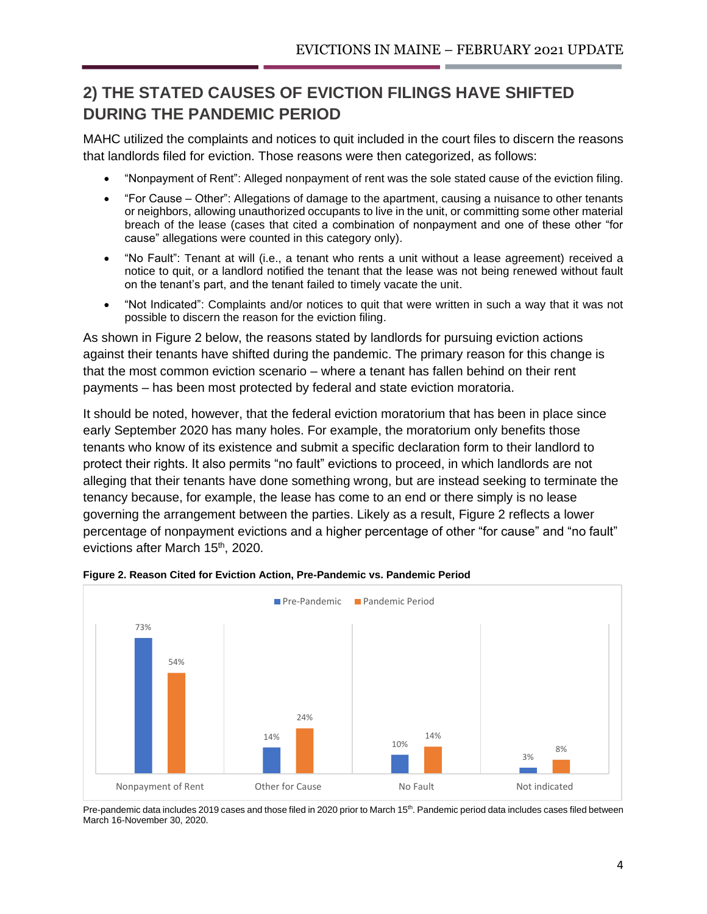## 2) THE STATED CAUSES OF EVICTION FILINGS HAVE SHIFTED DURING THE PANDEMIC PERIOD

MAHC utilized the complaints and notices to quit included in the court files to discern the reasons that landlords filed for eviction. Those reasons were then categorized, as follows:

- "Nonpayment of Rent": Alleged nonpayment of rent was the sole stated cause of the eviction filing.
- "For Cause – Other": Allegations of damage to the apartment, causing a nuisance to other tenants or neighbors, allowing unauthorized occupants to live in the unit, or committing some other material breach of the lease (cases that cited a combination of nonpayment and one of these other "for cause" allegations were counted in this category only).
- "No Fault": Tenant at will (i.e., a tenant who rents a unit without a lease agreement) received a notice to quit, or a landlord notified the tenant that the lease was not being renewed without fault on the tenant's part, and the tenant failed to timely vacate the unit.
- "Not Indicated": Complaints and/or notices to quit that were written in such a way that it was not possible to discern the reason for the eviction filing.

As shown in Figure 2 below, the reasons stated by landlords for pursuing eviction actions against their tenants have shifted during the pandemic. The primary reason for this change is that the most common eviction scenario – where a tenant has fallen behind on their rent payments – has been most protected by federal and state eviction moratoria.

It should be noted, however, that the federal eviction moratorium that has been in place since early September 2020 has many holes. For example, the moratorium only benefits those tenants who know of its existence and submit a specific declaration form to their landlord to protect their rights. It also permits "no fault" evictions to proceed, in which landlords are not alleging that their tenants have done something wrong, but are instead seeking to terminate the tenancy because, for example, the lease has come to an end or there simply is no lease governing the arrangement between the parties. Likely as a result, Figure 2 reflects a lower percentage of nonpayment evictions and a higher percentage of other "for cause" and "no fault" evictions after March 15th, 2020.

**Figure 2. Reason Cited for Eviction Action, Pre-Pandemic vs. Pandemic Period**

| Reason | Pre-Pandemic | Pandemic Period |
|---|---|---|
| Nonpayment of Rent | 73% | 54% |
| Other for Cause | 14% | 24% |
| No Fault | 10% | 14% |
| Not indicated | 3% | 8% |

Pre-pandemic data includes 2019 cases and those filed in 2020 prior to March 15th. Pandemic period data includes cases filed between March 16-November 30, 2020.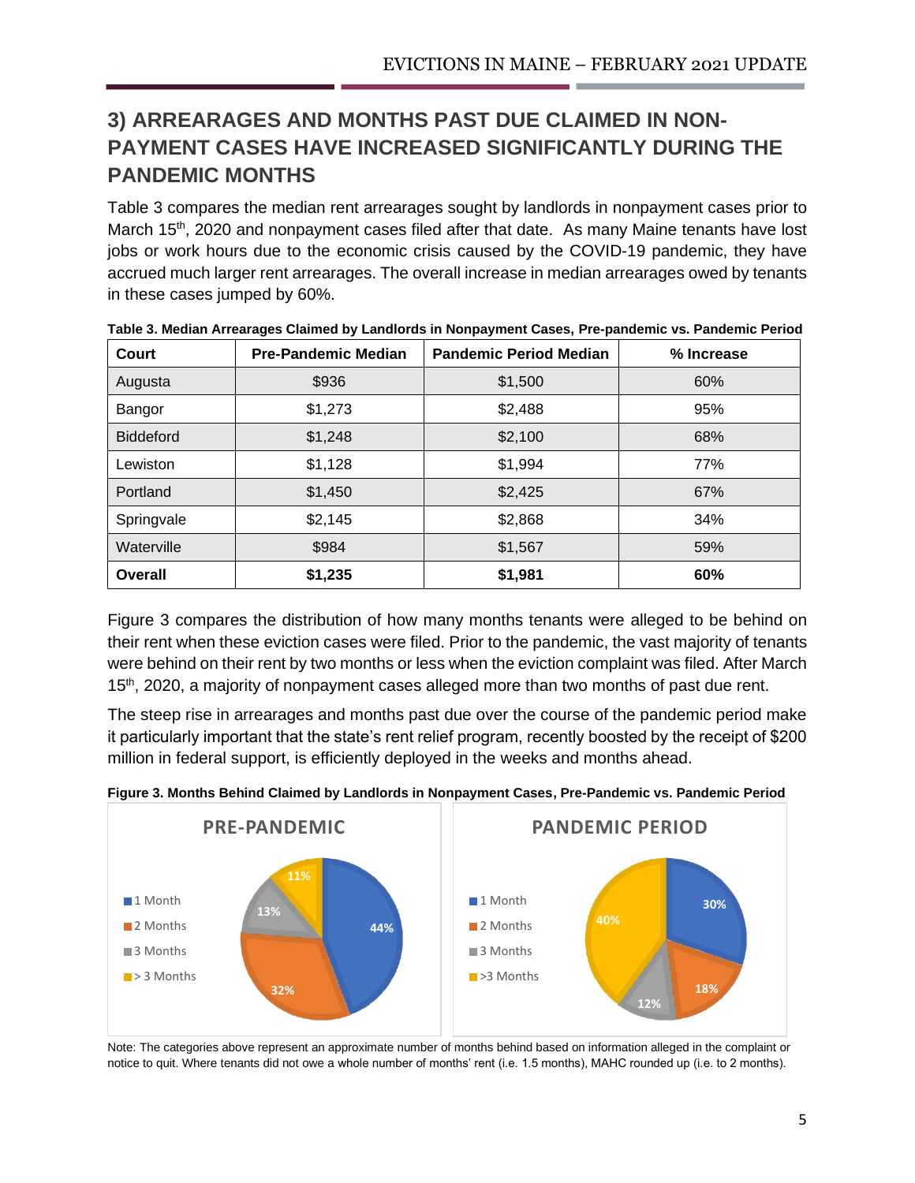## 3) ARREARAGES AND MONTHS PAST DUE CLAIMED IN NON-PAYMENT CASES HAVE INCREASED SIGNIFICANTLY DURING THE PANDEMIC MONTHS

Table 3 compares the median rent arrearages sought by landlords in nonpayment cases prior to March 15th, 2020 and nonpayment cases filed after that date. As many Maine tenants have lost jobs or work hours due to the economic crisis caused by the COVID-19 pandemic, they have accrued much larger rent arrearages. The overall increase in median arrearages owed by tenants in these cases jumped by 60%.

**Table 3. Median Arrearages Claimed by Landlords in Nonpayment Cases, Pre-pandemic vs. Pandemic Period**

| Court | Pre-Pandemic Median | Pandemic Period Median | % Increase |
|---|---|---|---|
| Augusta | $936 | $1,500 | 60% |
| Bangor | $1,273 | $2,488 | 95% |
| Biddeford | $1,248 | $2,100 | 68% |
| Lewiston | $1,128 | $1,994 | 77% |
| Portland | $1,450 | $2,425 | 67% |
| Springvale | $2,145 | $2,868 | 34% |
| Waterville | $984 | $1,567 | 59% |
| **Overall** | **$1,235** | **$1,981** | **60%** |

Figure 3 compares the distribution of how many months tenants were alleged to be behind on their rent when these eviction cases were filed. Prior to the pandemic, the vast majority of tenants were behind on their rent by two months or less when the eviction complaint was filed. After March 15th, 2020, a majority of nonpayment cases alleged more than two months of past due rent.

The steep rise in arrearages and months past due over the course of the pandemic period make it particularly important that the state's rent relief program, recently boosted by the receipt of $200 million in federal support, is efficiently deployed in the weeks and months ahead.

**Figure 3. Months Behind Claimed by Landlords in Nonpayment Cases, Pre-Pandemic vs. Pandemic Period**

| | PRE-PANDEMIC | PANDEMIC PERIOD |
|---|---|---|
| 1 Month | 44% | 30% |
| 2 Months | 32% | 18% |
| 3 Months | 13% | 12% |
| > 3 Months | 11% | 40% |

Note: The categories above represent an approximate number of months behind based on information alleged in the complaint or notice to quit. Where tenants did not owe a whole number of months' rent (i.e. 1.5 months), MAHC rounded up (i.e. to 2 months).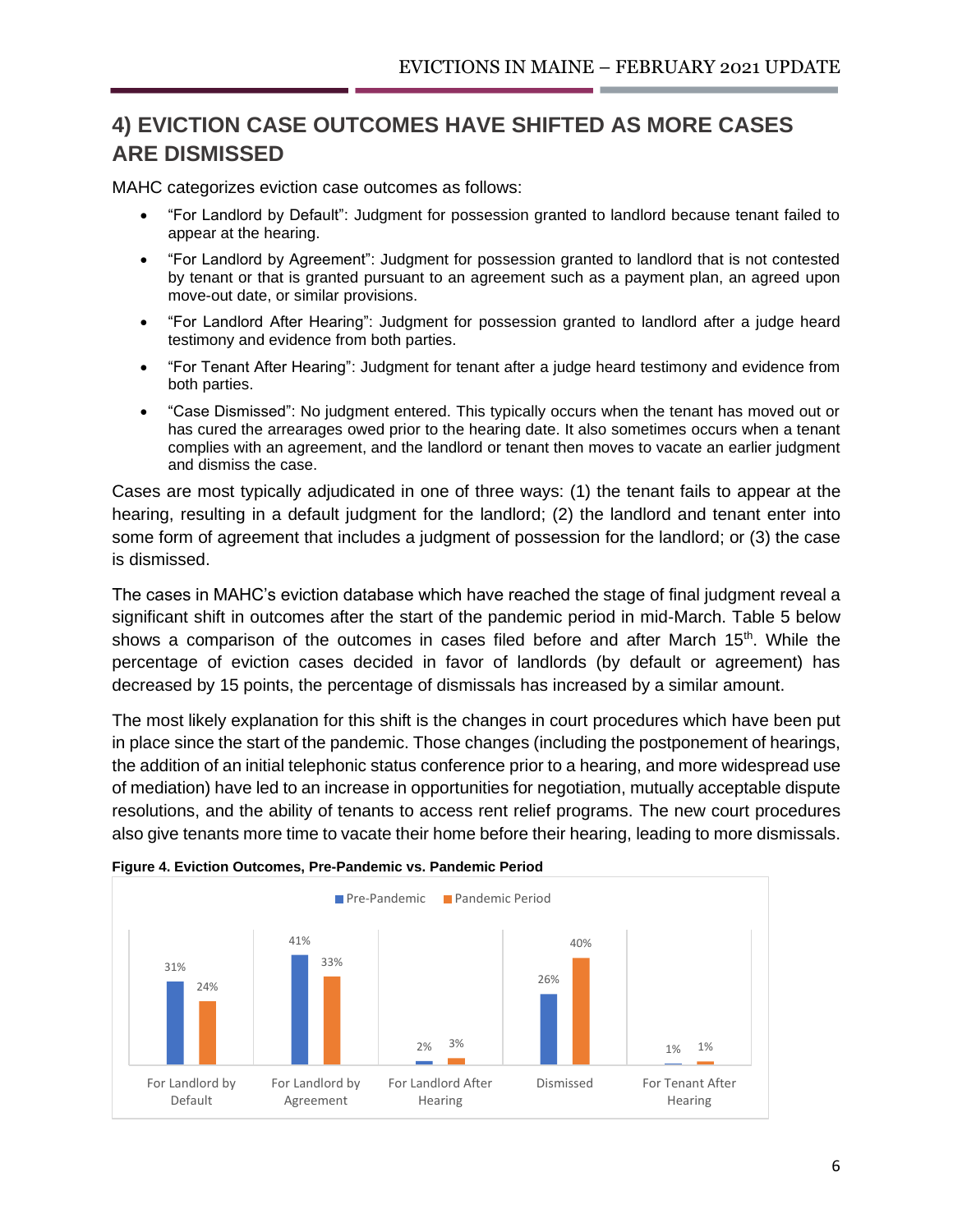## 4) EVICTION CASE OUTCOMES HAVE SHIFTED AS MORE CASES ARE DISMISSED

MAHC categorizes eviction case outcomes as follows:

- "For Landlord by Default": Judgment for possession granted to landlord because tenant failed to appear at the hearing.
- "For Landlord by Agreement": Judgment for possession granted to landlord that is not contested by tenant or that is granted pursuant to an agreement such as a payment plan, an agreed upon move-out date, or similar provisions.
- "For Landlord After Hearing": Judgment for possession granted to landlord after a judge heard testimony and evidence from both parties.
- "For Tenant After Hearing": Judgment for tenant after a judge heard testimony and evidence from both parties.
- "Case Dismissed": No judgment entered. This typically occurs when the tenant has moved out or has cured the arrearages owed prior to the hearing date. It also sometimes occurs when a tenant complies with an agreement, and the landlord or tenant then moves to vacate an earlier judgment and dismiss the case.

Cases are most typically adjudicated in one of three ways: (1) the tenant fails to appear at the hearing, resulting in a default judgment for the landlord; (2) the landlord and tenant enter into some form of agreement that includes a judgment of possession for the landlord; or (3) the case is dismissed.

The cases in MAHC's eviction database which have reached the stage of final judgment reveal a significant shift in outcomes after the start of the pandemic period in mid-March. Table 5 below shows a comparison of the outcomes in cases filed before and after March 15th. While the percentage of eviction cases decided in favor of landlords (by default or agreement) has decreased by 15 points, the percentage of dismissals has increased by a similar amount.

The most likely explanation for this shift is the changes in court procedures which have been put in place since the start of the pandemic. Those changes (including the postponement of hearings, the addition of an initial telephonic status conference prior to a hearing, and more widespread use of mediation) have led to an increase in opportunities for negotiation, mutually acceptable dispute resolutions, and the ability of tenants to access rent relief programs. The new court procedures also give tenants more time to vacate their home before their hearing, leading to more dismissals.

**Figure 4. Eviction Outcomes, Pre-Pandemic vs. Pandemic Period**

| Outcome | Pre-Pandemic | Pandemic Period |
|---|---|---|
| For Landlord by Default | 31% | 24% |
| For Landlord by Agreement | 41% | 33% |
| For Landlord After Hearing | 2% | 3% |
| Dismissed | 26% | 40% |
| For Tenant After Hearing | 1% | 1% |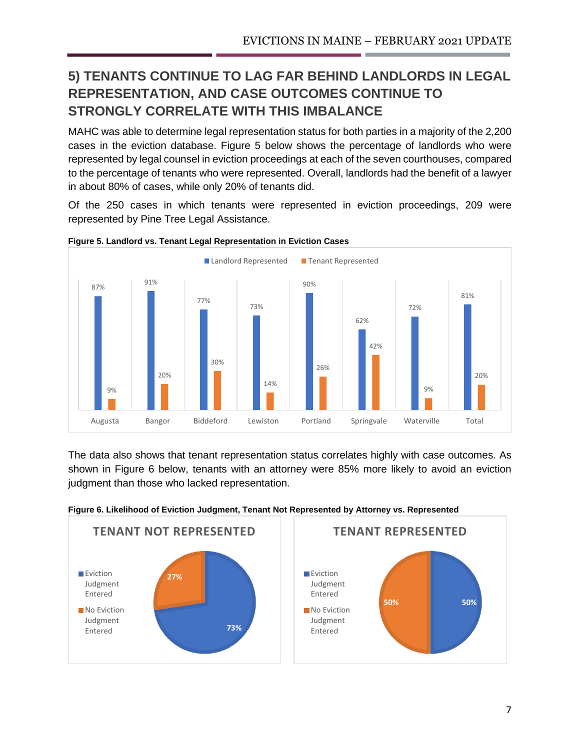## 5) TENANTS CONTINUE TO LAG FAR BEHIND LANDLORDS IN LEGAL REPRESENTATION, AND CASE OUTCOMES CONTINUE TO STRONGLY CORRELATE WITH THIS IMBALANCE

MAHC was able to determine legal representation status for both parties in a majority of the 2,200 cases in the eviction database. Figure 5 below shows the percentage of landlords who were represented by legal counsel in eviction proceedings at each of the seven courthouses, compared to the percentage of tenants who were represented. Overall, landlords had the benefit of a lawyer in about 80% of cases, while only 20% of tenants did.

Of the 250 cases in which tenants were represented in eviction proceedings, 209 were represented by Pine Tree Legal Assistance.

**Figure 5. Landlord vs. Tenant Legal Representation in Eviction Cases**

| | Landlord Represented | Tenant Represented |
|---|---|---|
| Augusta | 87% | 9% |
| Bangor | 91% | 20% |
| Biddeford | 77% | 30% |
| Lewiston | 73% | 14% |
| Portland | 90% | 26% |
| Springvale | 62% | 42% |
| Waterville | 72% | 9% |
| Total | 81% | 20% |

The data also shows that tenant representation status correlates highly with case outcomes. As shown in Figure 6 below, tenants with an attorney were 85% more likely to avoid an eviction judgment than those who lacked representation.

**Figure 6. Likelihood of Eviction Judgment, Tenant Not Represented by Attorney vs. Represented**

| | Tenant Not Represented | Tenant Represented |
|---|---|---|
| Eviction Judgment Entered | 73% | 50% |
| No Eviction Judgment Entered | 27% | 50% |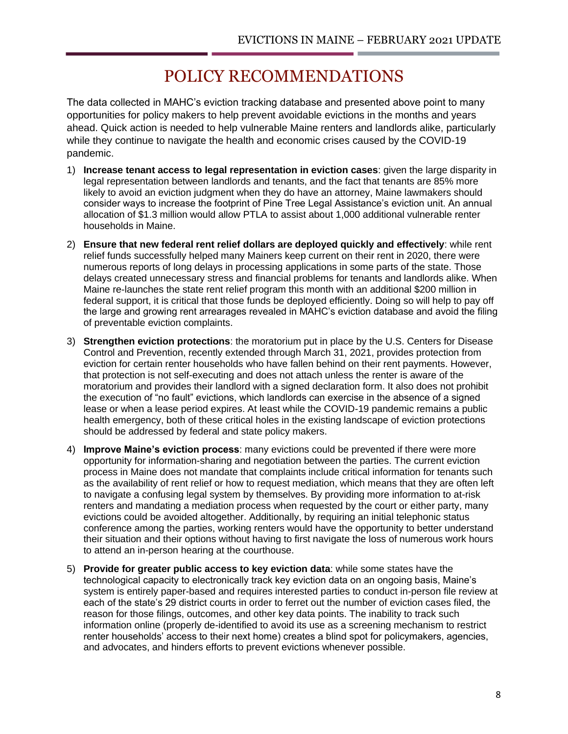# POLICY RECOMMENDATIONS

The data collected in MAHC's eviction tracking database and presented above point to many opportunities for policy makers to help prevent avoidable evictions in the months and years ahead. Quick action is needed to help vulnerable Maine renters and landlords alike, particularly while they continue to navigate the health and economic crises caused by the COVID-19 pandemic.

1) **Increase tenant access to legal representation in eviction cases**: given the large disparity in legal representation between landlords and tenants, and the fact that tenants are 85% more likely to avoid an eviction judgment when they do have an attorney, Maine lawmakers should consider ways to increase the footprint of Pine Tree Legal Assistance's eviction unit. An annual allocation of $1.3 million would allow PTLA to assist about 1,000 additional vulnerable renter households in Maine.

2) **Ensure that new federal rent relief dollars are deployed quickly and effectively**: while rent relief funds successfully helped many Mainers keep current on their rent in 2020, there were numerous reports of long delays in processing applications in some parts of the state. Those delays created unnecessary stress and financial problems for tenants and landlords alike. When Maine re-launches the state rent relief program this month with an additional $200 million in federal support, it is critical that those funds be deployed efficiently. Doing so will help to pay off the large and growing rent arrearages revealed in MAHC's eviction database and avoid the filing of preventable eviction complaints.

3) **Strengthen eviction protections**: the moratorium put in place by the U.S. Centers for Disease Control and Prevention, recently extended through March 31, 2021, provides protection from eviction for certain renter households who have fallen behind on their rent payments. However, that protection is not self-executing and does not attach unless the renter is aware of the moratorium and provides their landlord with a signed declaration form. It also does not prohibit the execution of "no fault" evictions, which landlords can exercise in the absence of a signed lease or when a lease period expires. At least while the COVID-19 pandemic remains a public health emergency, both of these critical holes in the existing landscape of eviction protections should be addressed by federal and state policy makers.

4) **Improve Maine's eviction process**: many evictions could be prevented if there were more opportunity for information-sharing and negotiation between the parties. The current eviction process in Maine does not mandate that complaints include critical information for tenants such as the availability of rent relief or how to request mediation, which means that they are often left to navigate a confusing legal system by themselves. By providing more information to at-risk renters and mandating a mediation process when requested by the court or either party, many evictions could be avoided altogether. Additionally, by requiring an initial telephonic status conference among the parties, working renters would have the opportunity to better understand their situation and their options without having to first navigate the loss of numerous work hours to attend an in-person hearing at the courthouse.

5) **Provide for greater public access to key eviction data**: while some states have the technological capacity to electronically track key eviction data on an ongoing basis, Maine's system is entirely paper-based and requires interested parties to conduct in-person file review at each of the state's 29 district courts in order to ferret out the number of eviction cases filed, the reason for those filings, outcomes, and other key data points. The inability to track such information online (properly de-identified to avoid its use as a screening mechanism to restrict renter households' access to their next home) creates a blind spot for policymakers, agencies, and advocates, and hinders efforts to prevent evictions whenever possible.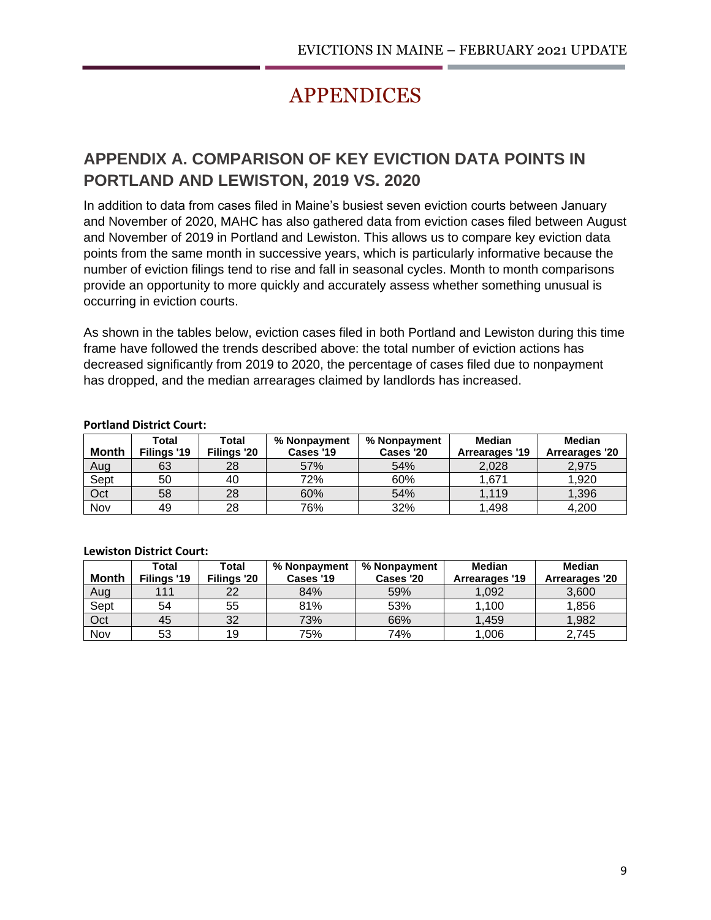# APPENDICES

## APPENDIX A. COMPARISON OF KEY EVICTION DATA POINTS IN PORTLAND AND LEWISTON, 2019 VS. 2020

In addition to data from cases filed in Maine's busiest seven eviction courts between January and November of 2020, MAHC has also gathered data from eviction cases filed between August and November of 2019 in Portland and Lewiston. This allows us to compare key eviction data points from the same month in successive years, which is particularly informative because the number of eviction filings tend to rise and fall in seasonal cycles. Month to month comparisons provide an opportunity to more quickly and accurately assess whether something unusual is occurring in eviction courts.

As shown in the tables below, eviction cases filed in both Portland and Lewiston during this time frame have followed the trends described above: the total number of eviction actions has decreased significantly from 2019 to 2020, the percentage of cases filed due to nonpayment has dropped, and the median arrearages claimed by landlords has increased.

**Portland District Court:**

| Month | Total Filings '19 | Total Filings '20 | % Nonpayment Cases '19 | % Nonpayment Cases '20 | Median Arrearages '19 | Median Arrearages '20 |
|---|---|---|---|---|---|---|
| Aug | 63 | 28 | 57% | 54% | 2,028 | 2,975 |
| Sept | 50 | 40 | 72% | 60% | 1,671 | 1,920 |
| Oct | 58 | 28 | 60% | 54% | 1,119 | 1,396 |
| Nov | 49 | 28 | 76% | 32% | 1,498 | 4,200 |

**Lewiston District Court:**

| Month | Total Filings '19 | Total Filings '20 | % Nonpayment Cases '19 | % Nonpayment Cases '20 | Median Arrearages '19 | Median Arrearages '20 |
|---|---|---|---|---|---|---|
| Aug | 111 | 22 | 84% | 59% | 1,092 | 3,600 |
| Sept | 54 | 55 | 81% | 53% | 1,100 | 1,856 |
| Oct | 45 | 32 | 73% | 66% | 1,459 | 1,982 |
| Nov | 53 | 19 | 75% | 74% | 1,006 | 2,745 |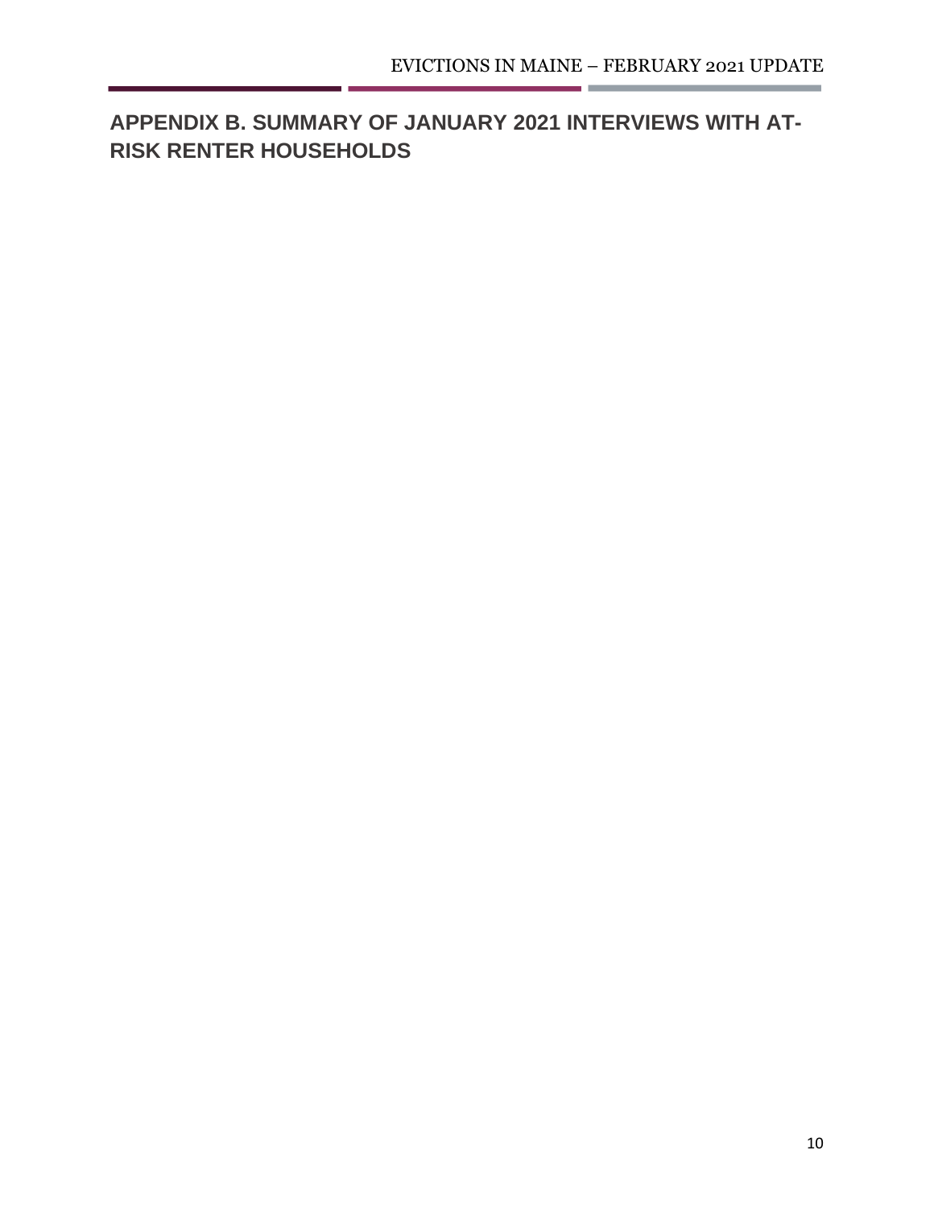## APPENDIX B. SUMMARY OF JANUARY 2021 INTERVIEWS WITH AT-RISK RENTER HOUSEHOLDS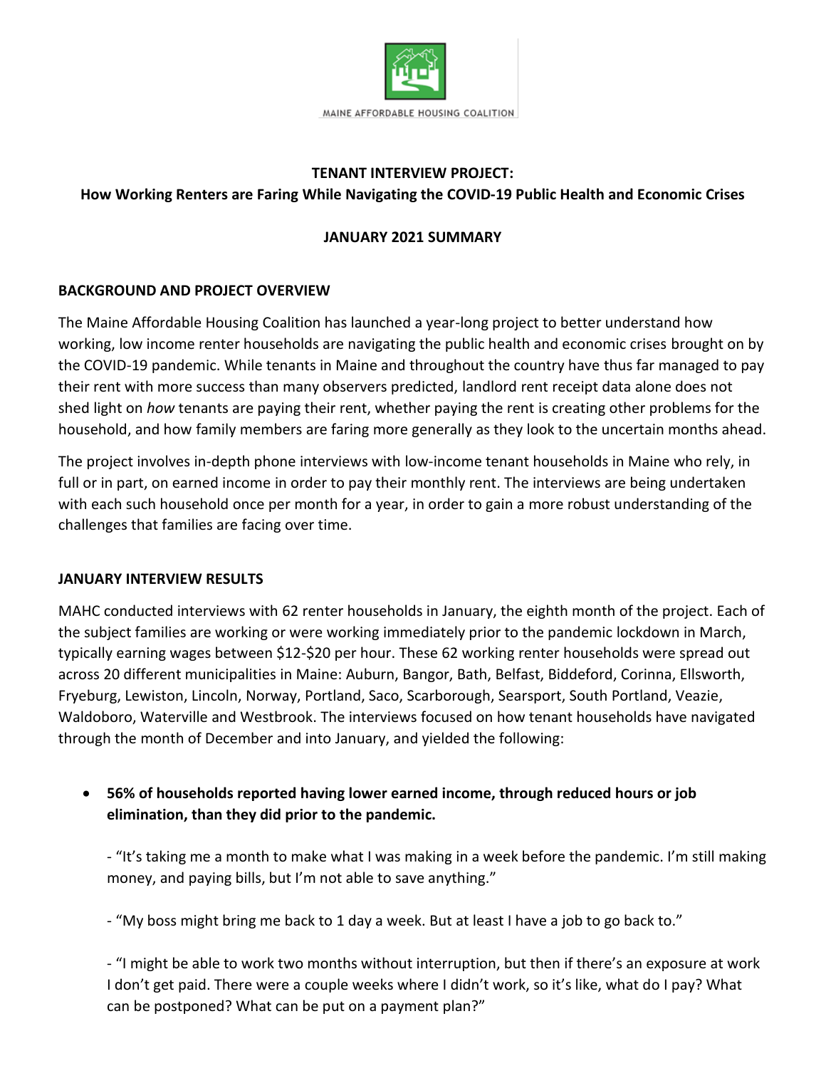MAINE AFFORDABLE HOUSING COALITION

**TENANT INTERVIEW PROJECT:**
**How Working Renters are Faring While Navigating the COVID-19 Public Health and Economic Crises**

**JANUARY 2021 SUMMARY**

## BACKGROUND AND PROJECT OVERVIEW

The Maine Affordable Housing Coalition has launched a year-long project to better understand how working, low income renter households are navigating the public health and economic crises brought on by the COVID-19 pandemic. While tenants in Maine and throughout the country have thus far managed to pay their rent with more success than many observers predicted, landlord rent receipt data alone does not shed light on *how* tenants are paying their rent, whether paying the rent is creating other problems for the household, and how family members are faring more generally as they look to the uncertain months ahead.

The project involves in-depth phone interviews with low-income tenant households in Maine who rely, in full or in part, on earned income in order to pay their monthly rent. The interviews are being undertaken with each such household once per month for a year, in order to gain a more robust understanding of the challenges that families are facing over time.

## JANUARY INTERVIEW RESULTS

MAHC conducted interviews with 62 renter households in January, the eighth month of the project. Each of the subject families are working or were working immediately prior to the pandemic lockdown in March, typically earning wages between $12-$20 per hour. These 62 working renter households were spread out across 20 different municipalities in Maine: Auburn, Bangor, Bath, Belfast, Biddeford, Corinna, Ellsworth, Fryeburg, Lewiston, Lincoln, Norway, Portland, Saco, Scarborough, Searsport, South Portland, Veazie, Waldoboro, Waterville and Westbrook. The interviews focused on how tenant households have navigated through the month of December and into January, and yielded the following:

- **56% of households reported having lower earned income, through reduced hours or job elimination, than they did prior to the pandemic.**

  - "It's taking me a month to make what I was making in a week before the pandemic. I'm still making money, and paying bills, but I'm not able to save anything."

  - "My boss might bring me back to 1 day a week. But at least I have a job to go back to."

  - "I might be able to work two months without interruption, but then if there's an exposure at work I don't get paid. There were a couple weeks where I didn't work, so it's like, what do I pay? What can be postponed? What can be put on a payment plan?"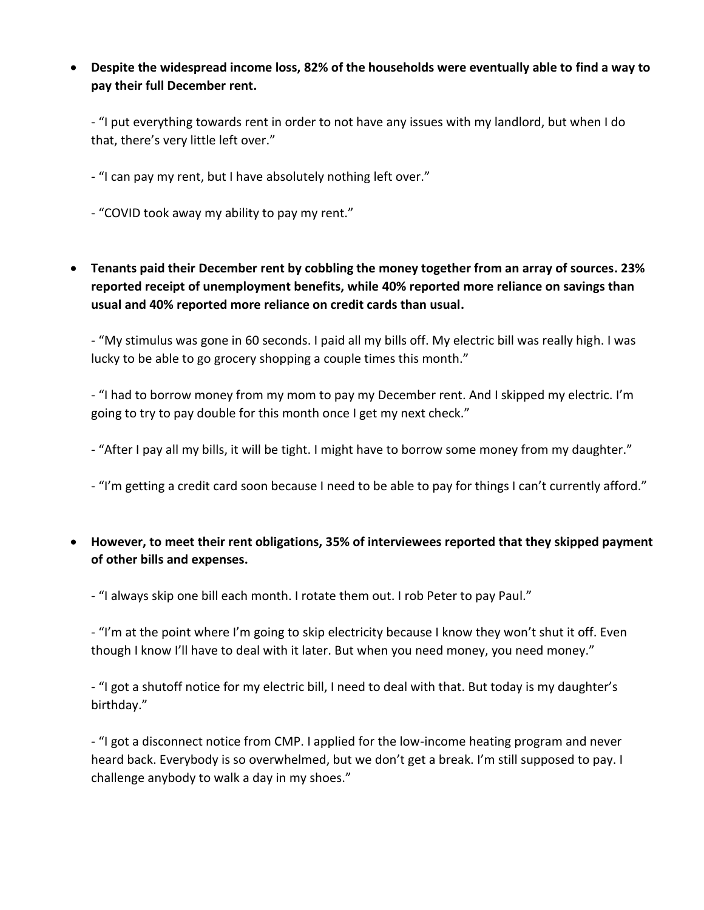- **Despite the widespread income loss, 82% of the households were eventually able to find a way to pay their full December rent.**

  - "I put everything towards rent in order to not have any issues with my landlord, but when I do that, there's very little left over."

  - "I can pay my rent, but I have absolutely nothing left over."

  - "COVID took away my ability to pay my rent."

- **Tenants paid their December rent by cobbling the money together from an array of sources. 23% reported receipt of unemployment benefits, while 40% reported more reliance on savings than usual and 40% reported more reliance on credit cards than usual.**

  - "My stimulus was gone in 60 seconds. I paid all my bills off. My electric bill was really high. I was lucky to be able to go grocery shopping a couple times this month."

  - "I had to borrow money from my mom to pay my December rent. And I skipped my electric. I'm going to try to pay double for this month once I get my next check."

  - "After I pay all my bills, it will be tight. I might have to borrow some money from my daughter."

  - "I'm getting a credit card soon because I need to be able to pay for things I can't currently afford."

- **However, to meet their rent obligations, 35% of interviewees reported that they skipped payment of other bills and expenses.**

  - "I always skip one bill each month. I rotate them out. I rob Peter to pay Paul."

  - "I'm at the point where I'm going to skip electricity because I know they won't shut it off. Even though I know I'll have to deal with it later. But when you need money, you need money."

  - "I got a shutoff notice for my electric bill, I need to deal with that. But today is my daughter's birthday."

  - "I got a disconnect notice from CMP. I applied for the low-income heating program and never heard back. Everybody is so overwhelmed, but we don't get a break. I'm still supposed to pay. I challenge anybody to walk a day in my shoes."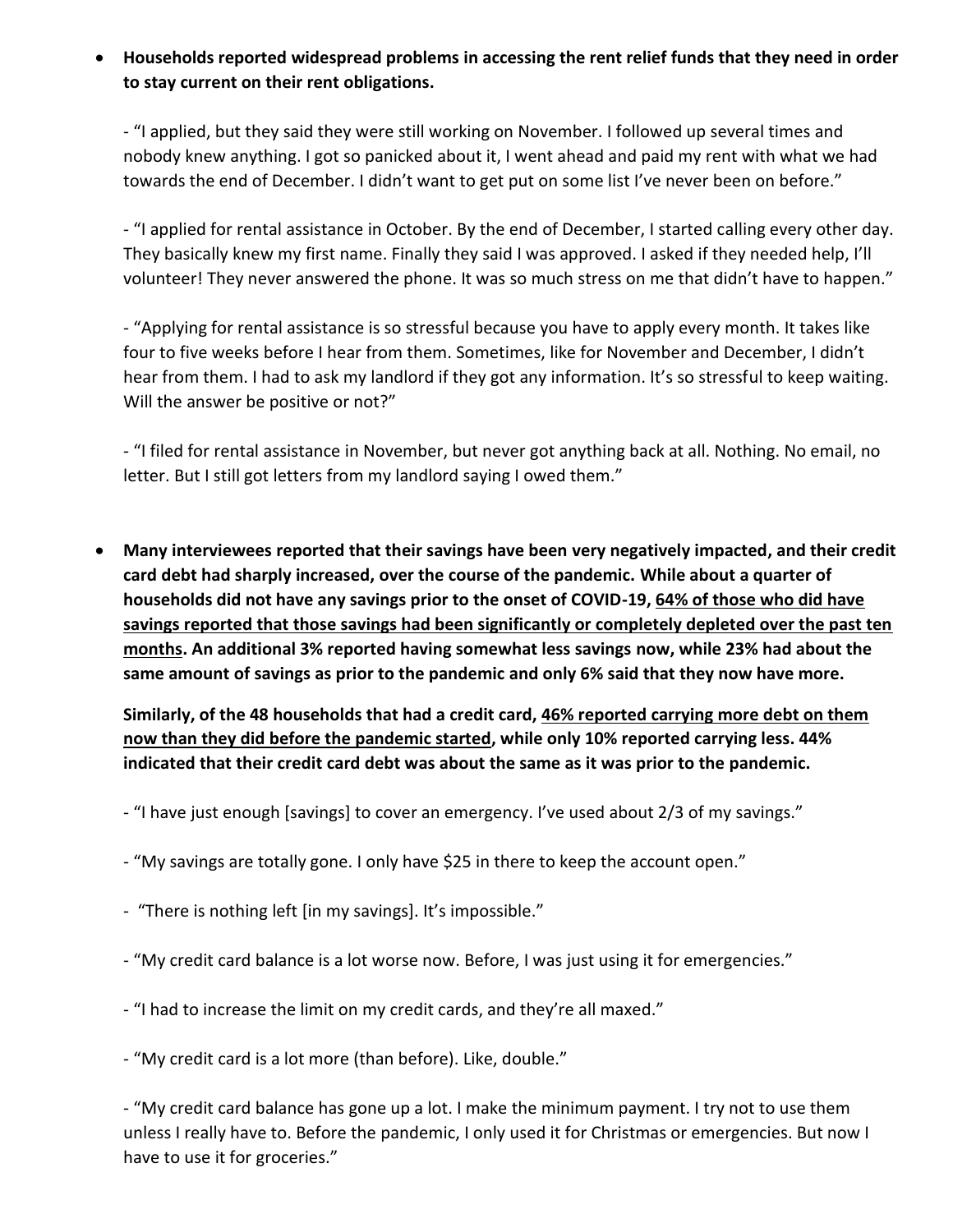- **Households reported widespread problems in accessing the rent relief funds that they need in order to stay current on their rent obligations.**

  - "I applied, but they said they were still working on November. I followed up several times and nobody knew anything. I got so panicked about it, I went ahead and paid my rent with what we had towards the end of December. I didn't want to get put on some list I've never been on before."

  - "I applied for rental assistance in October. By the end of December, I started calling every other day. They basically knew my first name. Finally they said I was approved. I asked if they needed help, I'll volunteer! They never answered the phone. It was so much stress on me that didn't have to happen."

  - "Applying for rental assistance is so stressful because you have to apply every month. It takes like four to five weeks before I hear from them. Sometimes, like for November and December, I didn't hear from them. I had to ask my landlord if they got any information. It's so stressful to keep waiting. Will the answer be positive or not?"

  - "I filed for rental assistance in November, but never got anything back at all. Nothing. No email, no letter. But I still got letters from my landlord saying I owed them."

- **Many interviewees reported that their savings have been very negatively impacted, and their credit card debt had sharply increased, over the course of the pandemic. While about a quarter of households did not have any savings prior to the onset of COVID-19, <u>64% of those who did have savings reported that those savings had been significantly or completely depleted over the past ten months</u>. An additional 3% reported having somewhat less savings now, while 23% had about the same amount of savings as prior to the pandemic and only 6% said that they now have more.**

  **Similarly, of the 48 households that had a credit card, <u>46% reported carrying more debt on them now than they did before the pandemic started</u>, while only 10% reported carrying less. 44% indicated that their credit card debt was about the same as it was prior to the pandemic.**

  - "I have just enough [savings] to cover an emergency. I've used about 2/3 of my savings."

  - "My savings are totally gone. I only have $25 in there to keep the account open."

  - "There is nothing left [in my savings]. It's impossible."

  - "My credit card balance is a lot worse now. Before, I was just using it for emergencies."

  - "I had to increase the limit on my credit cards, and they're all maxed."

  - "My credit card is a lot more (than before). Like, double."

  - "My credit card balance has gone up a lot. I make the minimum payment. I try not to use them unless I really have to. Before the pandemic, I only used it for Christmas or emergencies. But now I have to use it for groceries."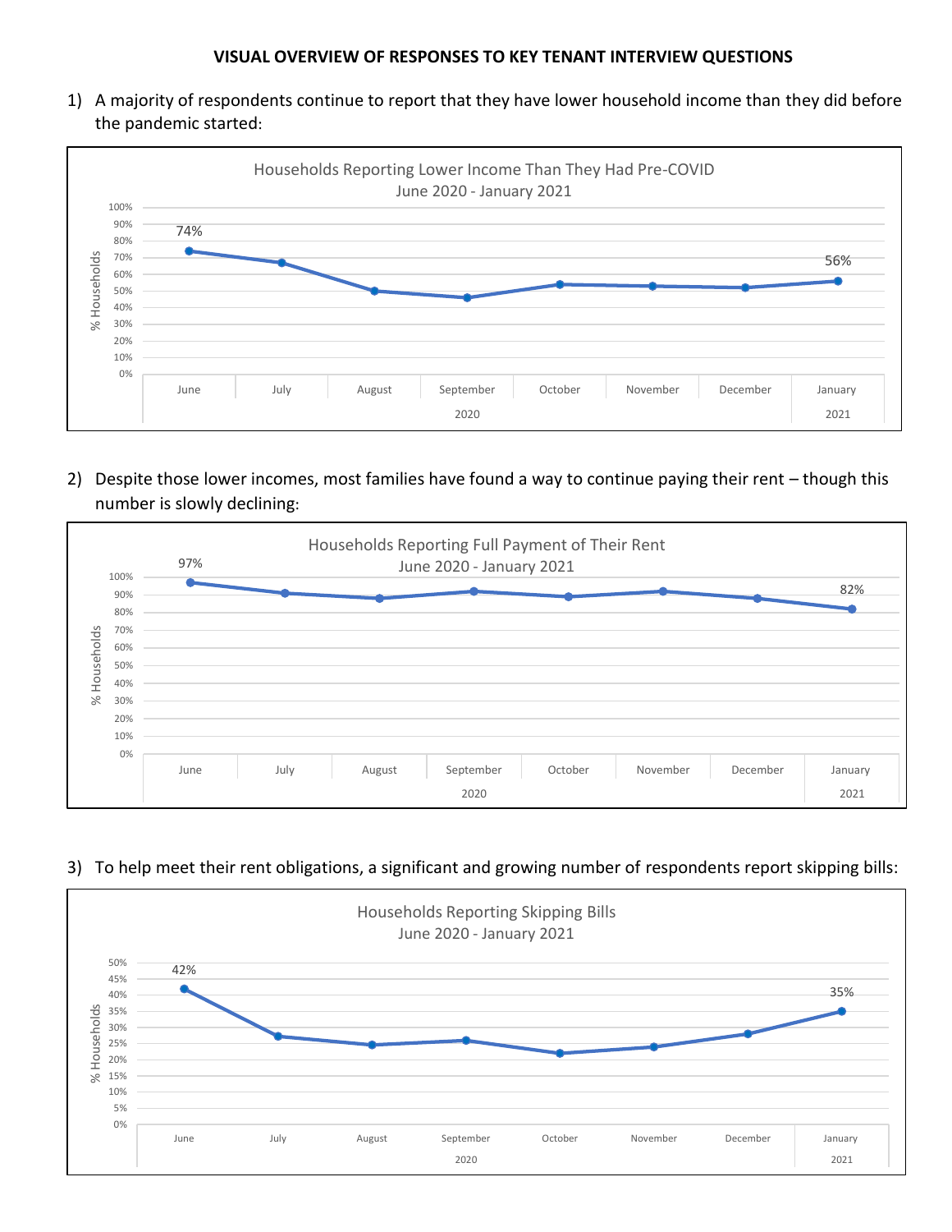**VISUAL OVERVIEW OF RESPONSES TO KEY TENANT INTERVIEW QUESTIONS**

1) A majority of respondents continue to report that they have lower household income than they did before the pandemic started:

Households Reporting Lower Income Than They Had Pre-COVID
June 2020 - January 2021

2) Despite those lower incomes, most families have found a way to continue paying their rent – though this number is slowly declining:

Households Reporting Full Payment of Their Rent
June 2020 - January 2021

3) To help meet their rent obligations, a significant and growing number of respondents report skipping bills:

Households Reporting Skipping Bills
June 2020 - January 2021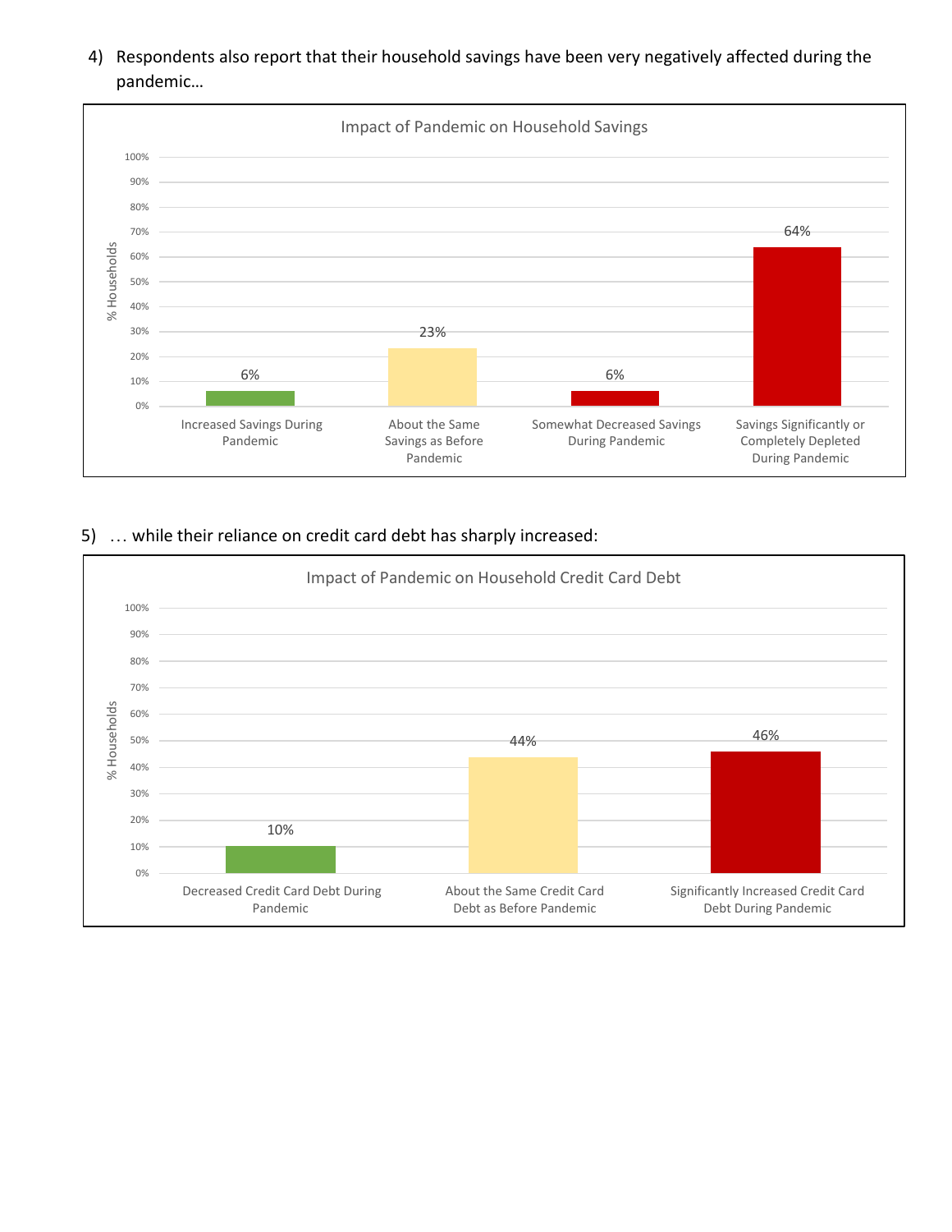4) Respondents also report that their household savings have been very negatively affected during the pandemic…

Impact of Pandemic on Household Savings

% Households

100%
90%
80%
70%
60%
50%
40%
30%
20%
10%
0%

6%
Increased Savings During Pandemic

23%
About the Same Savings as Before Pandemic

6%
Somewhat Decreased Savings During Pandemic

64%
Savings Significantly or Completely Depleted During Pandemic

5) … while their reliance on credit card debt has sharply increased:

Impact of Pandemic on Household Credit Card Debt

% Households

100%
90%
80%
70%
60%
50%
40%
30%
20%
10%
0%

10%
Decreased Credit Card Debt During Pandemic

44%
About the Same Credit Card Debt as Before Pandemic

46%
Significantly Increased Credit Card Debt During Pandemic